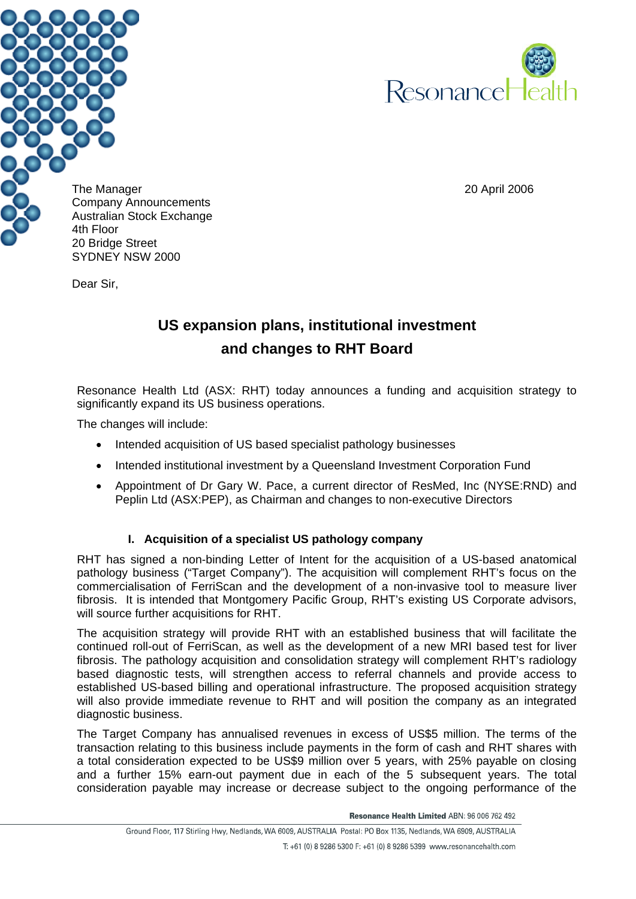The Manager
Company Announcements
Australian Stock Exchange
4th Floor
20 Bridge Street
SYDNEY NSW 2000

20 April 2006

Dear Sir,

# US expansion plans, institutional investment and changes to RHT Board

Resonance Health Ltd (ASX: RHT) today announces a funding and acquisition strategy to significantly expand its US business operations.

The changes will include:

- Intended acquisition of US based specialist pathology businesses
- Intended institutional investment by a Queensland Investment Corporation Fund
- Appointment of Dr Gary W. Pace, a current director of ResMed, Inc (NYSE:RND) and Peplin Ltd (ASX:PEP), as Chairman and changes to non-executive Directors

## I. Acquisition of a specialist US pathology company

RHT has signed a non-binding Letter of Intent for the acquisition of a US-based anatomical pathology business ("Target Company"). The acquisition will complement RHT's focus on the commercialisation of FerriScan and the development of a non-invasive tool to measure liver fibrosis. It is intended that Montgomery Pacific Group, RHT's existing US Corporate advisors, will source further acquisitions for RHT.

The acquisition strategy will provide RHT with an established business that will facilitate the continued roll-out of FerriScan, as well as the development of a new MRI based test for liver fibrosis. The pathology acquisition and consolidation strategy will complement RHT's radiology based diagnostic tests, will strengthen access to referral channels and provide access to established US-based billing and operational infrastructure. The proposed acquisition strategy will also provide immediate revenue to RHT and will position the company as an integrated diagnostic business.

The Target Company has annualised revenues in excess of US$5 million. The terms of the transaction relating to this business include payments in the form of cash and RHT shares with a total consideration expected to be US$9 million over 5 years, with 25% payable on closing and a further 15% earn-out payment due in each of the 5 subsequent years. The total consideration payable may increase or decrease subject to the ongoing performance of the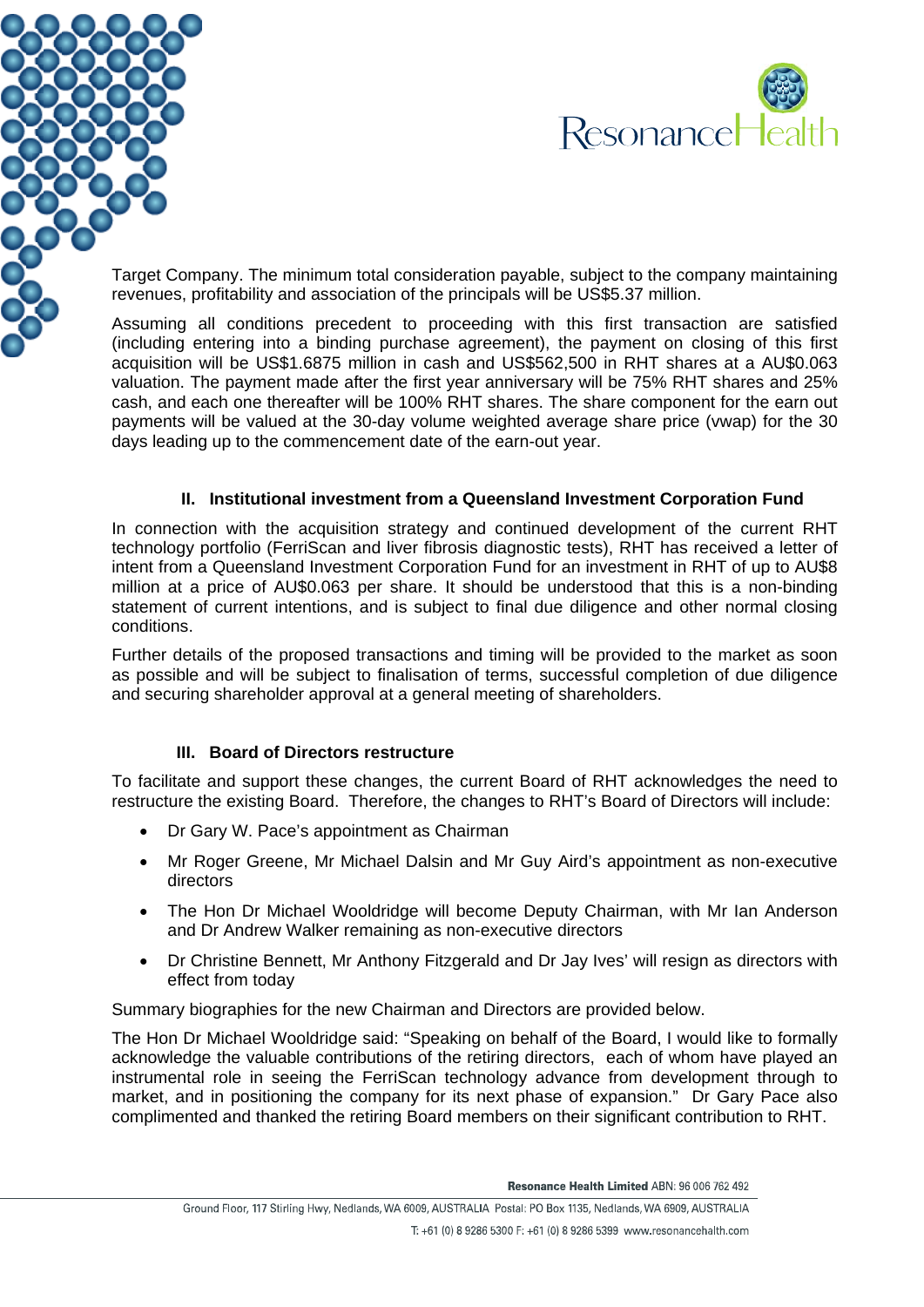Target Company. The minimum total consideration payable, subject to the company maintaining revenues, profitability and association of the principals will be US$5.37 million.

Assuming all conditions precedent to proceeding with this first transaction are satisfied (including entering into a binding purchase agreement), the payment on closing of this first acquisition will be US$1.6875 million in cash and US$562,500 in RHT shares at a AU$0.063 valuation. The payment made after the first year anniversary will be 75% RHT shares and 25% cash, and each one thereafter will be 100% RHT shares. The share component for the earn out payments will be valued at the 30-day volume weighted average share price (vwap) for the 30 days leading up to the commencement date of the earn-out year.

### II. Institutional investment from a Queensland Investment Corporation Fund

In connection with the acquisition strategy and continued development of the current RHT technology portfolio (FerriScan and liver fibrosis diagnostic tests), RHT has received a letter of intent from a Queensland Investment Corporation Fund for an investment in RHT of up to AU$8 million at a price of AU$0.063 per share. It should be understood that this is a non-binding statement of current intentions, and is subject to final due diligence and other normal closing conditions.

Further details of the proposed transactions and timing will be provided to the market as soon as possible and will be subject to finalisation of terms, successful completion of due diligence and securing shareholder approval at a general meeting of shareholders.

### III. Board of Directors restructure

To facilitate and support these changes, the current Board of RHT acknowledges the need to restructure the existing Board. Therefore, the changes to RHT's Board of Directors will include:

- Dr Gary W. Pace's appointment as Chairman
- Mr Roger Greene, Mr Michael Dalsin and Mr Guy Aird's appointment as non-executive directors
- The Hon Dr Michael Wooldridge will become Deputy Chairman, with Mr Ian Anderson and Dr Andrew Walker remaining as non-executive directors
- Dr Christine Bennett, Mr Anthony Fitzgerald and Dr Jay Ives' will resign as directors with effect from today

Summary biographies for the new Chairman and Directors are provided below.

The Hon Dr Michael Wooldridge said: "Speaking on behalf of the Board, I would like to formally acknowledge the valuable contributions of the retiring directors, each of whom have played an instrumental role in seeing the FerriScan technology advance from development through to market, and in positioning the company for its next phase of expansion." Dr Gary Pace also complimented and thanked the retiring Board members on their significant contribution to RHT.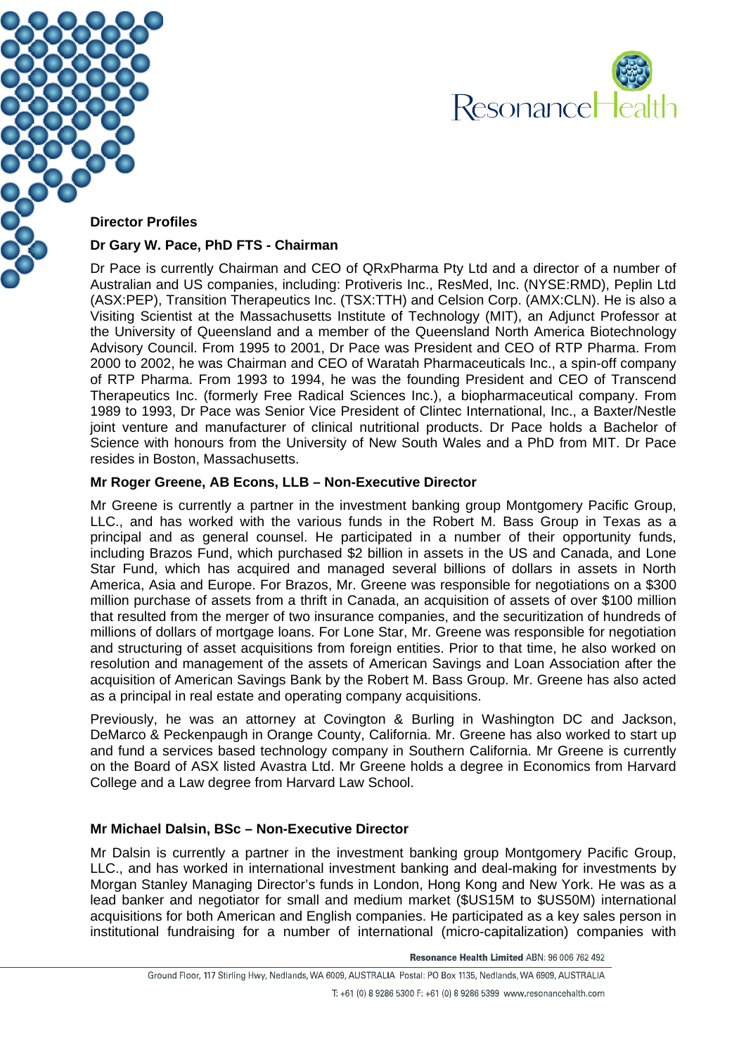**Director Profiles**

**Dr Gary W. Pace, PhD FTS - Chairman**

Dr Pace is currently Chairman and CEO of QRxPharma Pty Ltd and a director of a number of Australian and US companies, including: Protiveris Inc., ResMed, Inc. (NYSE:RMD), Peplin Ltd (ASX:PEP), Transition Therapeutics Inc. (TSX:TTH) and Celsion Corp. (AMX:CLN). He is also a Visiting Scientist at the Massachusetts Institute of Technology (MIT), an Adjunct Professor at the University of Queensland and a member of the Queensland North America Biotechnology Advisory Council. From 1995 to 2001, Dr Pace was President and CEO of RTP Pharma. From 2000 to 2002, he was Chairman and CEO of Waratah Pharmaceuticals Inc., a spin-off company of RTP Pharma. From 1993 to 1994, he was the founding President and CEO of Transcend Therapeutics Inc. (formerly Free Radical Sciences Inc.), a biopharmaceutical company. From 1989 to 1993, Dr Pace was Senior Vice President of Clintec International, Inc., a Baxter/Nestle joint venture and manufacturer of clinical nutritional products. Dr Pace holds a Bachelor of Science with honours from the University of New South Wales and a PhD from MIT. Dr Pace resides in Boston, Massachusetts.

**Mr Roger Greene, AB Econs, LLB – Non-Executive Director**

Mr Greene is currently a partner in the investment banking group Montgomery Pacific Group, LLC., and has worked with the various funds in the Robert M. Bass Group in Texas as a principal and as general counsel. He participated in a number of their opportunity funds, including Brazos Fund, which purchased $2 billion in assets in the US and Canada, and Lone Star Fund, which has acquired and managed several billions of dollars in assets in North America, Asia and Europe. For Brazos, Mr. Greene was responsible for negotiations on a $300 million purchase of assets from a thrift in Canada, an acquisition of assets of over $100 million that resulted from the merger of two insurance companies, and the securitization of hundreds of millions of dollars of mortgage loans. For Lone Star, Mr. Greene was responsible for negotiation and structuring of asset acquisitions from foreign entities. Prior to that time, he also worked on resolution and management of the assets of American Savings and Loan Association after the acquisition of American Savings Bank by the Robert M. Bass Group. Mr. Greene has also acted as a principal in real estate and operating company acquisitions.

Previously, he was an attorney at Covington & Burling in Washington DC and Jackson, DeMarco & Peckenpaugh in Orange County, California. Mr. Greene has also worked to start up and fund a services based technology company in Southern California. Mr Greene is currently on the Board of ASX listed Avastra Ltd. Mr Greene holds a degree in Economics from Harvard College and a Law degree from Harvard Law School.

**Mr Michael Dalsin, BSc – Non-Executive Director**

Mr Dalsin is currently a partner in the investment banking group Montgomery Pacific Group, LLC., and has worked in international investment banking and deal-making for investments by Morgan Stanley Managing Director's funds in London, Hong Kong and New York. He was as a lead banker and negotiator for small and medium market ($US15M to $US50M) international acquisitions for both American and English companies. He participated as a key sales person in institutional fundraising for a number of international (micro-capitalization) companies with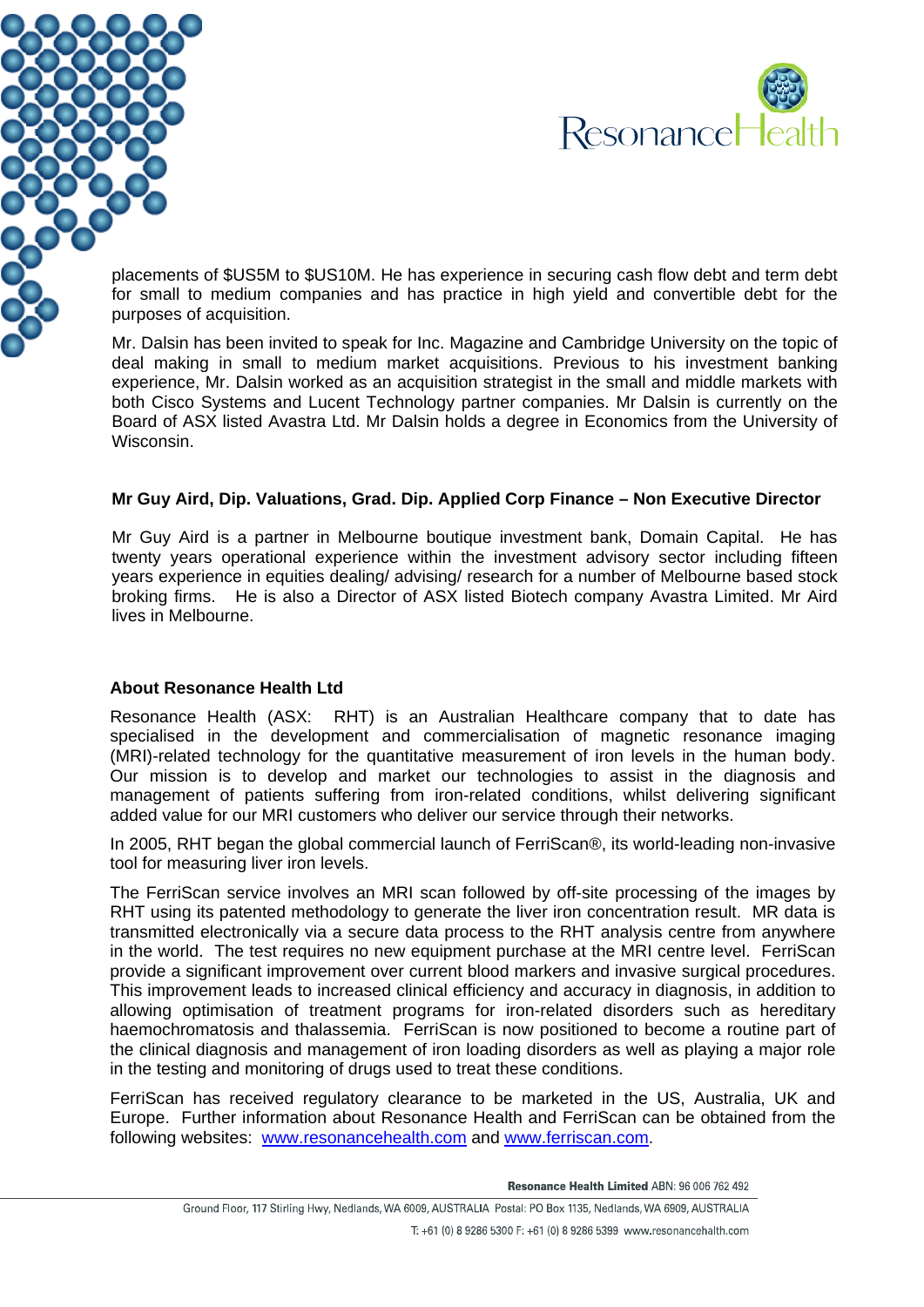placements of $US5M to $US10M. He has experience in securing cash flow debt and term debt for small to medium companies and has practice in high yield and convertible debt for the purposes of acquisition.

Mr. Dalsin has been invited to speak for Inc. Magazine and Cambridge University on the topic of deal making in small to medium market acquisitions. Previous to his investment banking experience, Mr. Dalsin worked as an acquisition strategist in the small and middle markets with both Cisco Systems and Lucent Technology partner companies. Mr Dalsin is currently on the Board of ASX listed Avastra Ltd. Mr Dalsin holds a degree in Economics from the University of Wisconsin.

**Mr Guy Aird, Dip. Valuations, Grad. Dip. Applied Corp Finance – Non Executive Director**

Mr Guy Aird is a partner in Melbourne boutique investment bank, Domain Capital. He has twenty years operational experience within the investment advisory sector including fifteen years experience in equities dealing/ advising/ research for a number of Melbourne based stock broking firms. He is also a Director of ASX listed Biotech company Avastra Limited. Mr Aird lives in Melbourne.

**About Resonance Health Ltd**

Resonance Health (ASX: RHT) is an Australian Healthcare company that to date has specialised in the development and commercialisation of magnetic resonance imaging (MRI)-related technology for the quantitative measurement of iron levels in the human body. Our mission is to develop and market our technologies to assist in the diagnosis and management of patients suffering from iron-related conditions, whilst delivering significant added value for our MRI customers who deliver our service through their networks.

In 2005, RHT began the global commercial launch of FerriScan®, its world-leading non-invasive tool for measuring liver iron levels.

The FerriScan service involves an MRI scan followed by off-site processing of the images by RHT using its patented methodology to generate the liver iron concentration result. MR data is transmitted electronically via a secure data process to the RHT analysis centre from anywhere in the world. The test requires no new equipment purchase at the MRI centre level. FerriScan provide a significant improvement over current blood markers and invasive surgical procedures. This improvement leads to increased clinical efficiency and accuracy in diagnosis, in addition to allowing optimisation of treatment programs for iron-related disorders such as hereditary haemochromatosis and thalassemia. FerriScan is now positioned to become a routine part of the clinical diagnosis and management of iron loading disorders as well as playing a major role in the testing and monitoring of drugs used to treat these conditions.

FerriScan has received regulatory clearance to be marketed in the US, Australia, UK and Europe. Further information about Resonance Health and FerriScan can be obtained from the following websites: www.resonancehealth.com and www.ferriscan.com.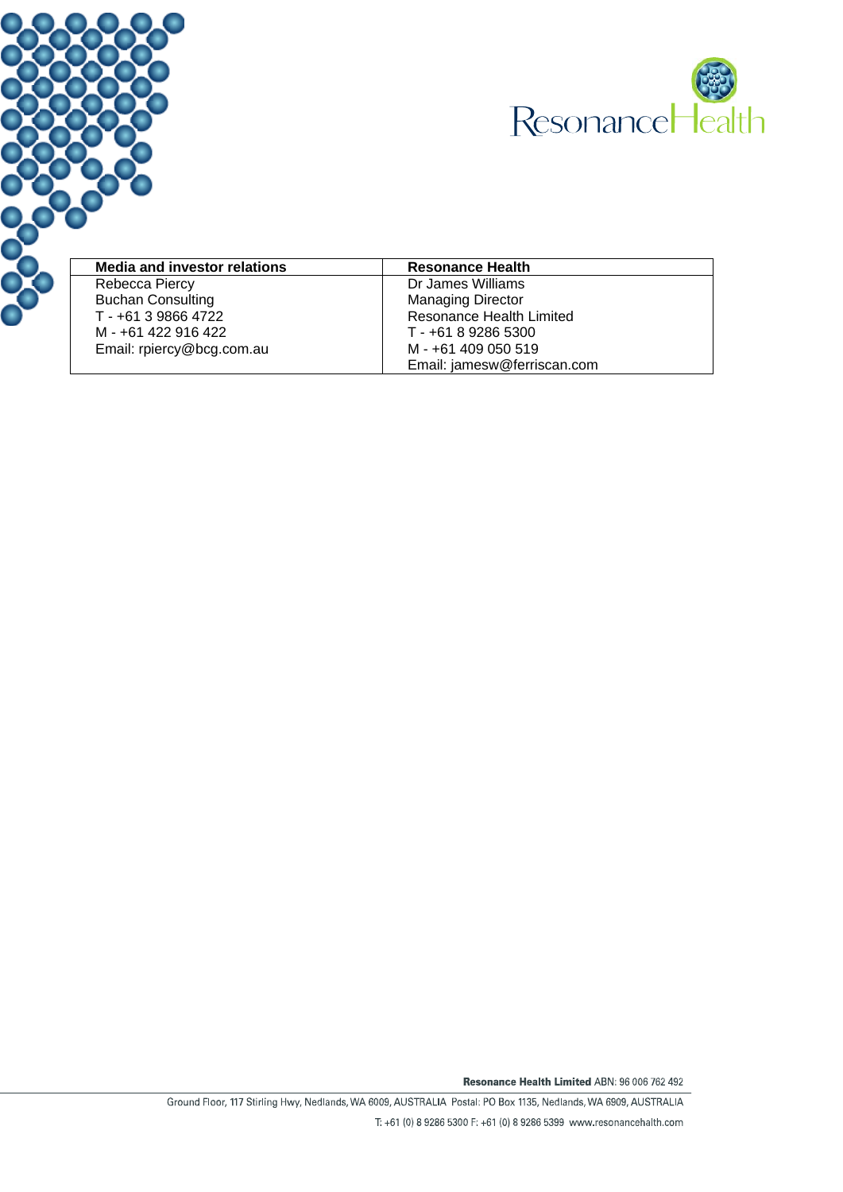| Media and investor relations | Resonance Health |
| --- | --- |
| Rebecca Piercy<br>Buchan Consulting<br>T - +61 3 9866 4722<br>M - +61 422 916 422<br>Email: rpiercy@bcg.com.au | Dr James Williams<br>Managing Director<br>Resonance Health Limited<br>T - +61 8 9286 5300<br>M - +61 409 050 519<br>Email: jamesw@ferriscan.com |

**Resonance Health Limited** ABN: 96 006 762 492

Ground Floor, 117 Stirling Hwy, Nedlands, WA 6009, AUSTRALIA Postal: PO Box 1135, Nedlands, WA 6909, AUSTRALIA

T: +61 (0) 8 9286 5300 F: +61 (0) 8 9286 5399 www.resonancehealth.com